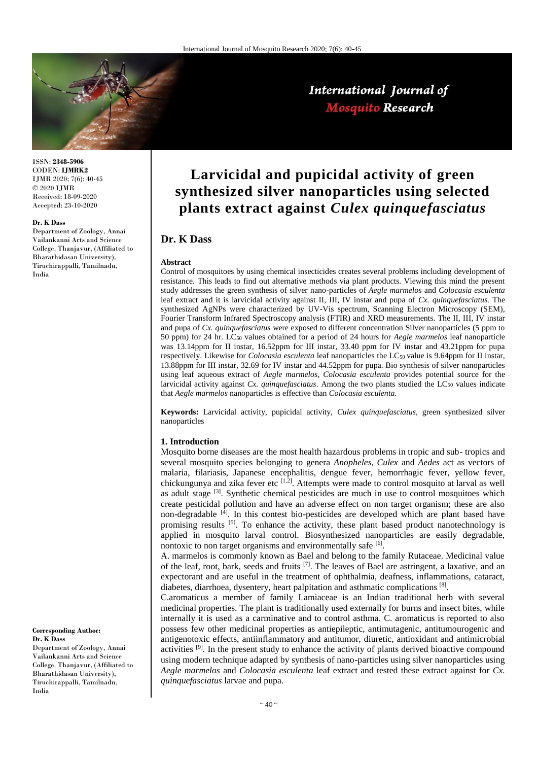ISSN: **2348-5906**
CODEN: **IJMRK2**
IJMR 2020; 7(6): 40-45
© 2020 IJMR
Received: 18-09-2020
Accepted: 23-10-2020

**Dr. K Dass**
Department of Zoology, Annai Vailankanni Arts and Science College. Thanjavur, (Affiliated to Bharathidasan University), Tiruchirappalli, Tamilnadu, India

**Corresponding Author:**
**Dr. K Dass**
Department of Zoology, Annai Vailankanni Arts and Science College. Thanjavur, (Affiliated to Bharathidasan University), Tiruchirappalli, Tamilnadu, India

# Larvicidal and pupicidal activity of green synthesized silver nanoparticles using selected plants extract against *Culex quinquefasciatus*

## Dr. K Dass

### Abstract

Control of mosquitoes by using chemical insecticides creates several problems including development of resistance. This leads to find out alternative methods via plant products. Viewing this mind the present study addresses the green synthesis of silver nano-particles of *Aegle marmelos* and *Colocasia esculenta* leaf extract and it is larvicidal activity against II, III, IV instar and pupa of *Cx. quinquefasciatus.* The synthesized AgNPs were characterized by UV-Vis spectrum, Scanning Electron Microscopy (SEM), Fourier Transform Infrared Spectroscopy analysis (FTIR) and XRD measurements. The II, III, IV instar and pupa of *Cx. quinquefasciatus* were exposed to different concentration Silver nanoparticles (5 ppm to 50 ppm) for 24 hr. $LC_{50}$ values obtained for a period of 24 hours for *Aegle marmelos* leaf nanoparticle was 13.14ppm for II instar, 16.52ppm for III instar, 33.40 ppm for IV instar and 43.21ppm for pupa respectively. Likewise for *Colocasia esculenta* leaf nanoparticles the $LC_{50}$ value is 9.64ppm for II instar, 13.88ppm for III instar, 32.69 for IV instar and 44.52ppm for pupa. Bio synthesis of silver nanoparticles using leaf aqueous extract of *Aegle marmelos, Colocasia esculenta* provides potential source for the larvicidal activity against *Cx. quinquefasciatus*. Among the two plants studied the $LC_{50}$ values indicate that *Aegle marmelos* nanoparticles is effective than *Colocasia esculenta.*

**Keywords:** Larvicidal activity, pupicidal activity, *Culex quinquefasciatus,* green synthesized silver nanoparticles

### 1. Introduction

Mosquito borne diseases are the most health hazardous problems in tropic and sub- tropics and several mosquito species belonging to genera *Anopheles, Culex* and *Aedes* act as vectors of malaria, filariasis, Japanese encephalitis, dengue fever, hemorrhagic fever, yellow fever, chickungunya and zika fever etc [1,2]. Attempts were made to control mosquito at larval as well as adult stage [3]. Synthetic chemical pesticides are much in use to control mosquitoes which create pesticidal pollution and have an adverse effect on non target organism; these are also non-degradable [4]. In this contest bio-pesticides are developed which are plant based have promising results [5]. To enhance the activity, these plant based product nanotechnology is applied in mosquito larval control. Biosynthesized nanoparticles are easily degradable, nontoxic to non target organisms and environmentally safe [6].

A. marmelos is commonly known as Bael and belong to the family Rutaceae. Medicinal value of the leaf, root, bark, seeds and fruits [7]. The leaves of Bael are astringent, a laxative, and an expectorant and are useful in the treatment of ophthalmia, deafness, inflammations, cataract, diabetes, diarrhoea, dysentery, heart palpitation and asthmatic complications [8].

C.aromaticus a member of family Lamiaceae is an Indian traditional herb with several medicinal properties. The plant is traditionally used externally for burns and insect bites, while internally it is used as a carminative and to control asthma. C. aromaticus is reported to also possess few other medicinal properties as antiepileptic, antimutagenic, antitumourogenic and antigenotoxic effects, antiinflammatory and antitumor, diuretic, antioxidant and antimicrobial activities [9]. In the present study to enhance the activity of plants derived bioactive compound using modern technique adapted by synthesis of nano-particles using silver nanoparticles using *Aegle marmelos* and *Colocasia esculenta* leaf extract and tested these extract against for *Cx. quinquefasciatus* larvae and pupa.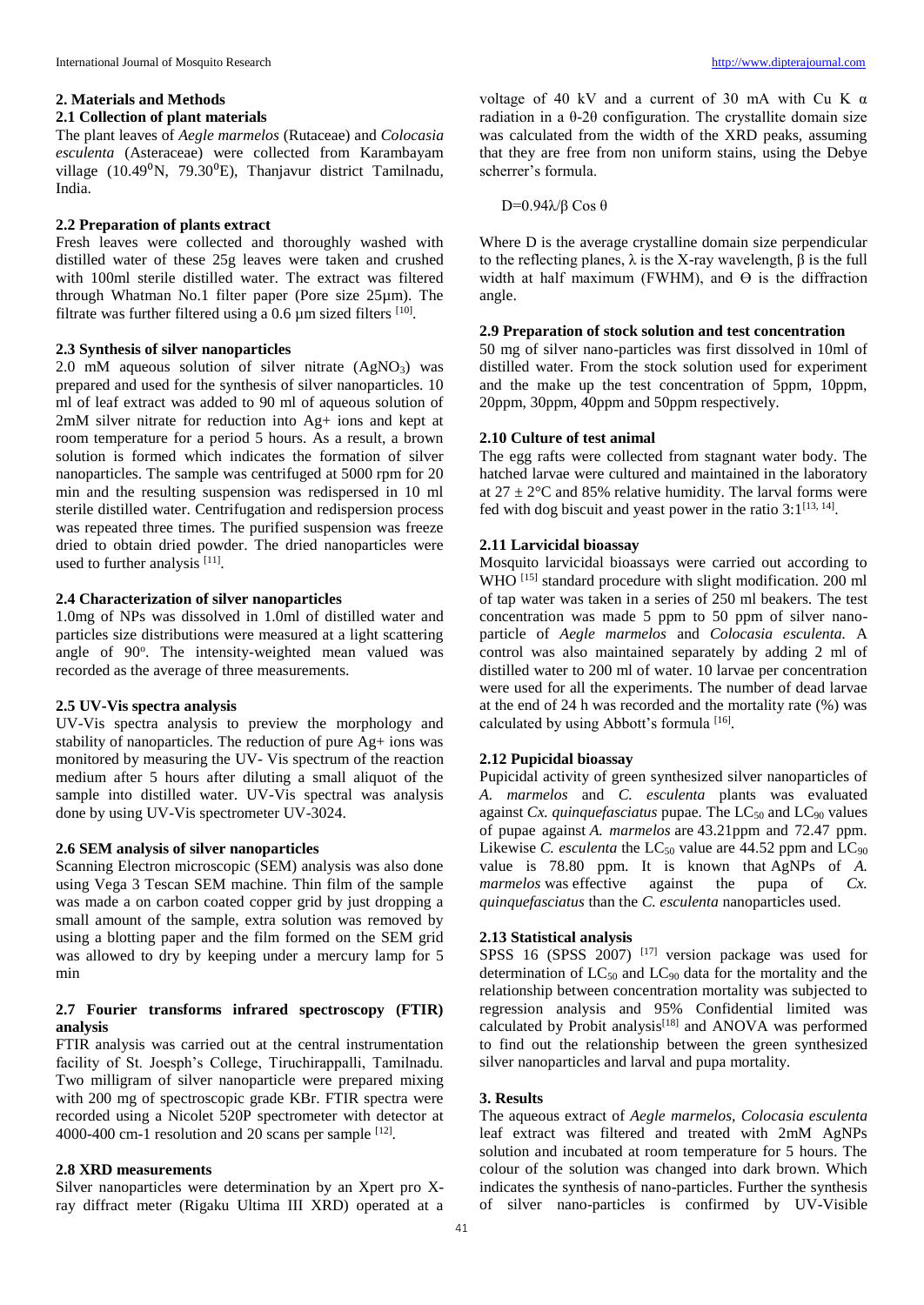## 2. Materials and Methods

### 2.1 Collection of plant materials

The plant leaves of *Aegle marmelos* (Rutaceae) and *Colocasia esculenta* (Asteraceae) were collected from Karambayam village (10.49$^0$N, 79.30$^0$E), Thanjavur district Tamilnadu, India.

### 2.2 Preparation of plants extract

Fresh leaves were collected and thoroughly washed with distilled water of these 25g leaves were taken and crushed with 100ml sterile distilled water. The extract was filtered through Whatman No.1 filter paper (Pore size 25µm). The filtrate was further filtered using a 0.6 µm sized filters [10].

### 2.3 Synthesis of silver nanoparticles

2.0 mM aqueous solution of silver nitrate ($AgNO_3$) was prepared and used for the synthesis of silver nanoparticles. 10 ml of leaf extract was added to 90 ml of aqueous solution of 2mM silver nitrate for reduction into Ag+ ions and kept at room temperature for a period 5 hours. As a result, a brown solution is formed which indicates the formation of silver nanoparticles. The sample was centrifuged at 5000 rpm for 20 min and the resulting suspension was redispersed in 10 ml sterile distilled water. Centrifugation and redispersion process was repeated three times. The purified suspension was freeze dried to obtain dried powder. The dried nanoparticles were used to further analysis [11].

### 2.4 Characterization of silver nanoparticles

1.0mg of NPs was dissolved in 1.0ml of distilled water and particles size distributions were measured at a light scattering angle of 90°. The intensity-weighted mean valued was recorded as the average of three measurements.

### 2.5 UV-Vis spectra analysis

UV-Vis spectra analysis to preview the morphology and stability of nanoparticles. The reduction of pure Ag+ ions was monitored by measuring the UV- Vis spectrum of the reaction medium after 5 hours after diluting a small aliquot of the sample into distilled water. UV-Vis spectral was analysis done by using UV-Vis spectrometer UV-3024.

### 2.6 SEM analysis of silver nanoparticles

Scanning Electron microscopic (SEM) analysis was also done using Vega 3 Tescan SEM machine. Thin film of the sample was made a on carbon coated copper grid by just dropping a small amount of the sample, extra solution was removed by using a blotting paper and the film formed on the SEM grid was allowed to dry by keeping under a mercury lamp for 5 min

### 2.7 Fourier transforms infrared spectroscopy (FTIR) analysis

FTIR analysis was carried out at the central instrumentation facility of St. Joesph's College, Tiruchirappalli, Tamilnadu. Two milligram of silver nanoparticle were prepared mixing with 200 mg of spectroscopic grade KBr. FTIR spectra were recorded using a Nicolet 520P spectrometer with detector at 4000-400 cm-1 resolution and 20 scans per sample [12].

### 2.8 XRD measurements

Silver nanoparticles were determination by an Xpert pro X-ray diffract meter (Rigaku Ultima III XRD) operated at a voltage of 40 kV and a current of 30 mA with Cu K α radiation in a θ-2θ configuration. The crystallite domain size was calculated from the width of the XRD peaks, assuming that they are free from non uniform stains, using the Debye scherrer's formula.

$$D=0.94\lambda/\beta \text{ Cos } \theta$$

Where D is the average crystalline domain size perpendicular to the reflecting planes, λ is the X-ray wavelength, β is the full width at half maximum (FWHM), and Θ is the diffraction angle.

### 2.9 Preparation of stock solution and test concentration

50 mg of silver nano-particles was first dissolved in 10ml of distilled water. From the stock solution used for experiment and the make up the test concentration of 5ppm, 10ppm, 20ppm, 30ppm, 40ppm and 50ppm respectively.

### 2.10 Culture of test animal

The egg rafts were collected from stagnant water body. The hatched larvae were cultured and maintained in the laboratory at 27 ± 2°C and 85% relative humidity. The larval forms were fed with dog biscuit and yeast power in the ratio 3:1[13, 14].

### 2.11 Larvicidal bioassay

Mosquito larvicidal bioassays were carried out according to WHO [15] standard procedure with slight modification. 200 ml of tap water was taken in a series of 250 ml beakers. The test concentration was made 5 ppm to 50 ppm of silver nano-particle of *Aegle marmelos* and *Colocasia esculenta.* A control was also maintained separately by adding 2 ml of distilled water to 200 ml of water. 10 larvae per concentration were used for all the experiments. The number of dead larvae at the end of 24 h was recorded and the mortality rate (%) was calculated by using Abbott's formula [16].

### 2.12 Pupicidal bioassay

Pupicidal activity of green synthesized silver nanoparticles of *A. marmelos* and *C. esculenta* plants was evaluated against *Cx. quinquefasciatus* pupae. The $LC_{50}$ and $LC_{90}$ values of pupae against *A. marmelos* are 43.21ppm and 72.47 ppm. Likewise *C. esculenta* the $LC_{50}$ value are 44.52 ppm and $LC_{90}$ value is 78.80 ppm. It is known that AgNPs of *A. marmelos* was effective against the pupa of *Cx. quinquefasciatus* than the *C. esculenta* nanoparticles used.

### 2.13 Statistical analysis

SPSS 16 (SPSS 2007) [17] version package was used for determination of $LC_{50}$ and $LC_{90}$ data for the mortality and the relationship between concentration mortality was subjected to regression analysis and 95% Confidential limited was calculated by Probit analysis[18] and ANOVA was performed to find out the relationship between the green synthesized silver nanoparticles and larval and pupa mortality.

## 3. Results

The aqueous extract of *Aegle marmelos*, *Colocasia esculenta* leaf extract was filtered and treated with 2mM AgNPs solution and incubated at room temperature for 5 hours. The colour of the solution was changed into dark brown. Which indicates the synthesis of nano-particles. Further the synthesis of silver nano-particles is confirmed by UV-Visible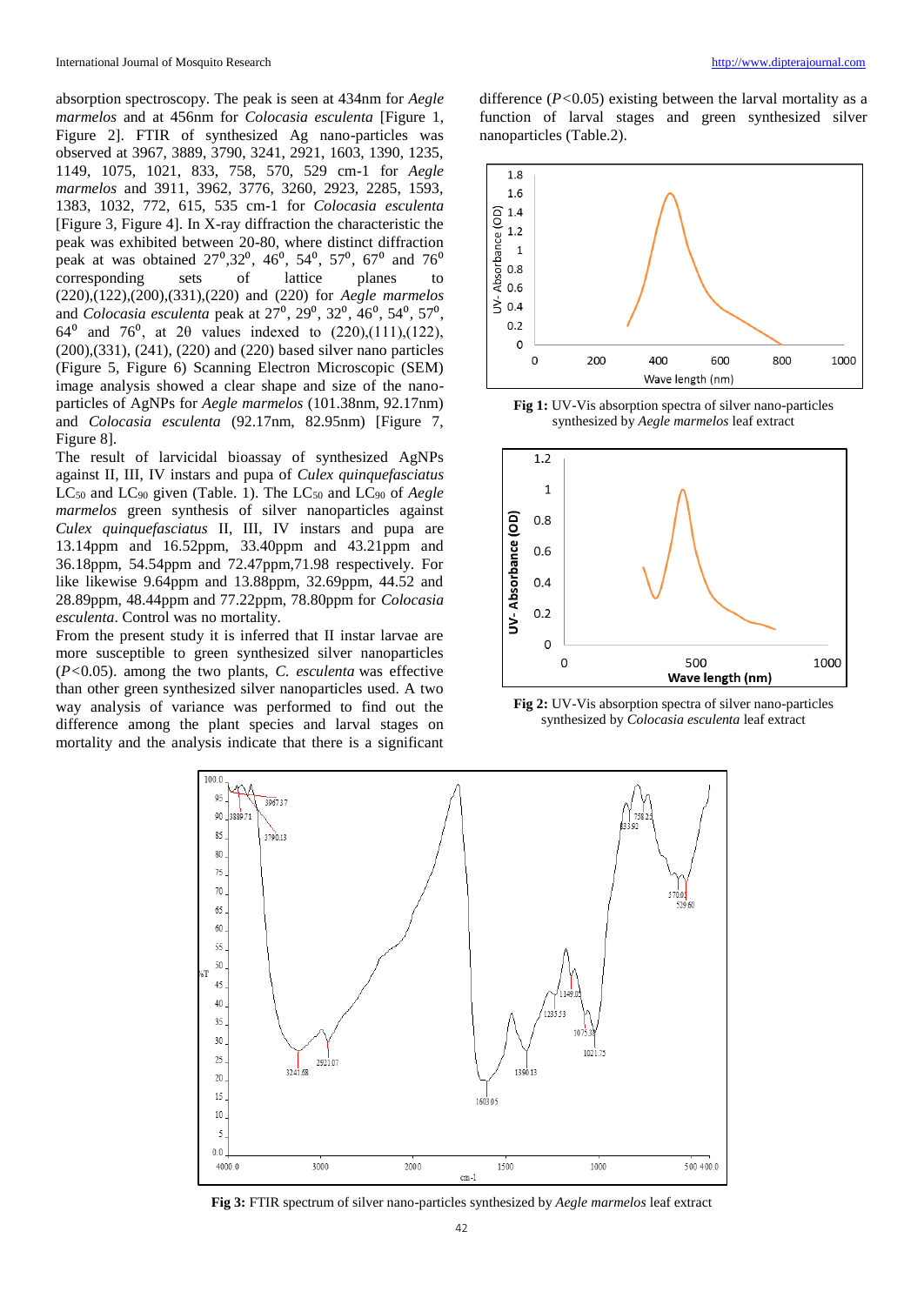absorption spectroscopy. The peak is seen at 434nm for *Aegle marmelos* and at 456nm for *Colocasia esculenta* [Figure 1, Figure 2]. FTIR of synthesized Ag nano-particles was observed at 3967, 3889, 3790, 3241, 2921, 1603, 1390, 1235, 1149, 1075, 1021, 833, 758, 570, 529 cm-1 for *Aegle marmelos* and 3911, 3962, 3776, 3260, 2923, 2285, 1593, 1383, 1032, 772, 615, 535 cm-1 for *Colocasia esculenta* [Figure 3, Figure 4]. In X-ray diffraction the characteristic the peak was exhibited between 20-80, where distinct diffraction peak at was obtained $27^0$, $32^0$, $46^0$, $54^0$, $57^0$, $67^0$ and $76^0$ corresponding sets of lattice planes to (220),(122),(200),(331),(220) and (220) for *Aegle marmelos* and *Colocasia esculenta* peak at $27^0$, $29^0$, $32^0$, $46^0$, $54^0$, $57^0$, $64^0$ and $76^0$, at 2θ values indexed to (220),(111),(122), (200),(331), (241), (220) and (220) based silver nano particles (Figure 5, Figure 6) Scanning Electron Microscopic (SEM) image analysis showed a clear shape and size of the nano-particles of AgNPs for *Aegle marmelos* (101.38nm, 92.17nm) and *Colocasia esculenta* (92.17nm, 82.95nm) [Figure 7, Figure 8].

The result of larvicidal bioassay of synthesized AgNPs against II, III, IV instars and pupa of *Culex quinquefasciatus* $LC_{50}$ and $LC_{90}$ given (Table. 1). The $LC_{50}$ and $LC_{90}$ of *Aegle marmelos* green synthesis of silver nanoparticles against *Culex quinquefasciatus* II, III, IV instars and pupa are 13.14ppm and 16.52ppm, 33.40ppm and 43.21ppm and 36.18ppm, 54.54ppm and 72.47ppm,71.98 respectively. For like likewise 9.64ppm and 13.88ppm, 32.69ppm, 44.52 and 28.89ppm, 48.44ppm and 77.22ppm, 78.80ppm for *Colocasia esculenta*. Control was no mortality.

From the present study it is inferred that II instar larvae are more susceptible to green synthesized silver nanoparticles ($P<0.05$). among the two plants, *C. esculenta* was effective than other green synthesized silver nanoparticles used. A two way analysis of variance was performed to find out the difference among the plant species and larval stages on mortality and the analysis indicate that there is a significant difference ($P<0.05$) existing between the larval mortality as a function of larval stages and green synthesized silver nanoparticles (Table.2).

UV- Absorbance (OD)
1.8
1.6
1.4
1.2
1
0.8
0.6
0.4
0.2
0
0 200 400 600 800 1000
Wave length (nm)

**Fig 1:** UV-Vis absorption spectra of silver nano-particles synthesized by *Aegle marmelos* leaf extract

UV- Absorbance (OD)
1.2
1
0.8
0.6
0.4
0.2
0
0 500 1000
Wave length (nm)

**Fig 2:** UV-Vis absorption spectra of silver nano-particles synthesized by *Colocasia esculenta* leaf extract

%T
100.0 95 90 85 80 75 70 65 60 55 50 45 40 35 30 25 20 15 10 5 0.0
4000.0 3000 2000 1500 1000 500 400.0
cm-1
3967.37
3889.71
3790.13
3241.68
2921.07
1603.05
1390.13
1235.53
1149.02
1075.38
1021.75
833.92
758.25
570.05
529.60

**Fig 3:** FTIR spectrum of silver nano-particles synthesized by *Aegle marmelos* leaf extract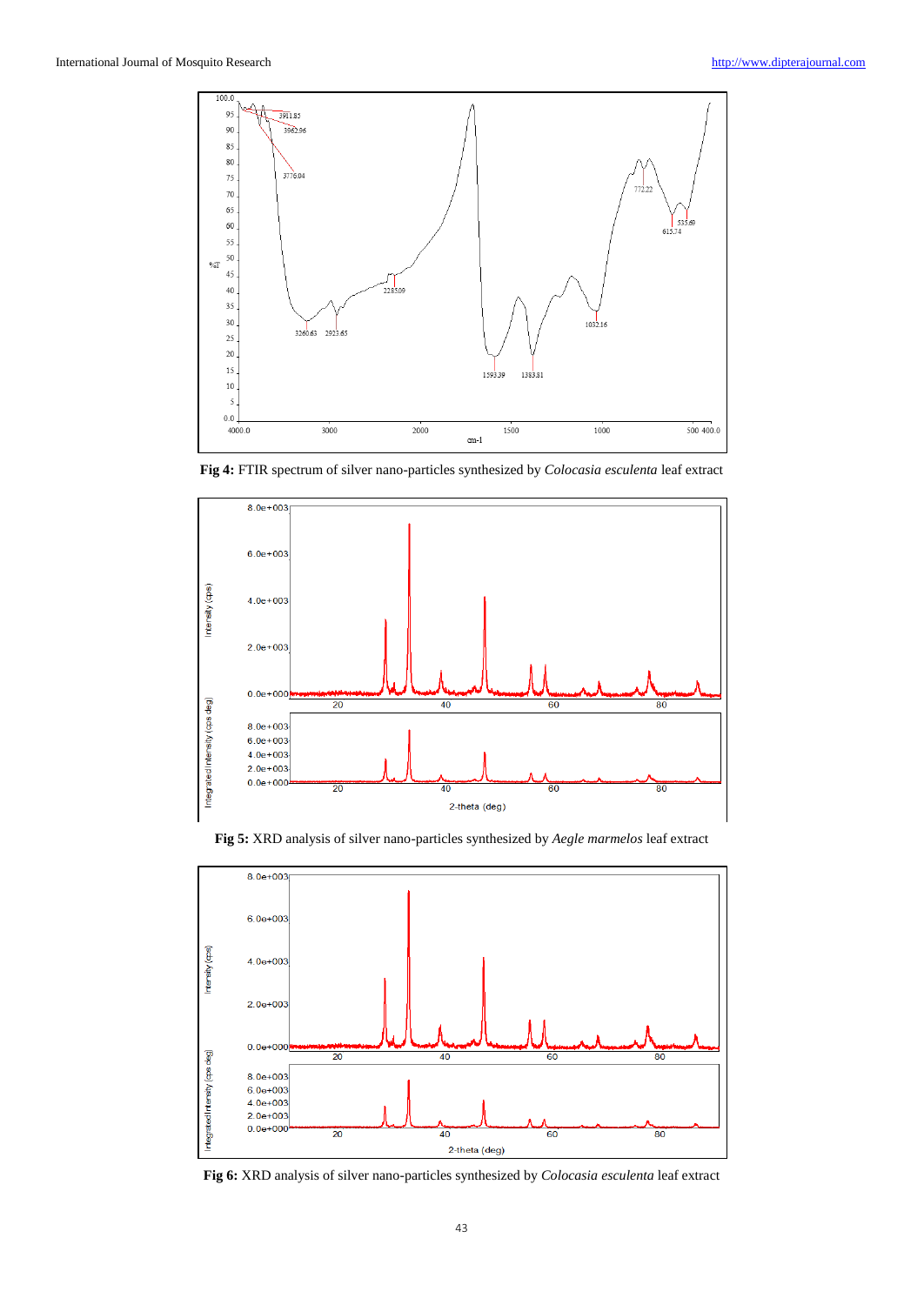**Fig 4:** FTIR spectrum of silver nano-particles synthesized by *Colocasia esculenta* leaf extract

**Fig 5:** XRD analysis of silver nano-particles synthesized by *Aegle marmelos* leaf extract

**Fig 6:** XRD analysis of silver nano-particles synthesized by *Colocasia esculenta* leaf extract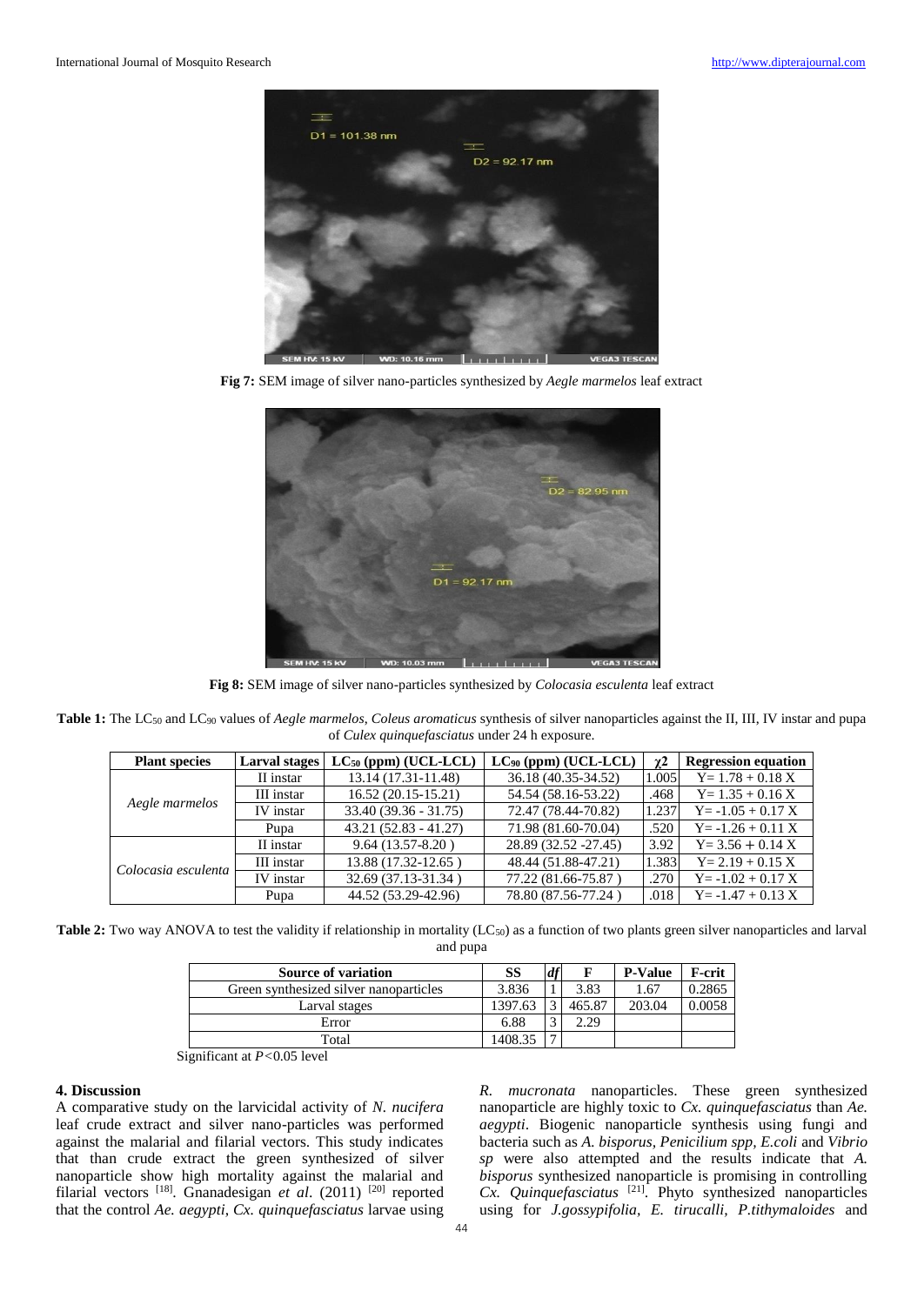Fig 7: SEM image of silver nano-particles synthesized by *Aegle marmelos* leaf extract

Fig 8: SEM image of silver nano-particles synthesized by *Colocasia esculenta* leaf extract

**Table 1:** The $LC_{50}$ and $LC_{90}$ values of *Aegle marmelos, Coleus aromaticus* synthesis of silver nanoparticles against the II, III, IV instar and pupa of *Culex quinquefasciatus* under 24 h exposure.

| Plant species | Larval stages | $LC_{50}$ (ppm) (UCL-LCL) | $LC_{90}$ (ppm) (UCL-LCL) | $\chi 2$ | Regression equation |
|---|---|---|---|---|---|
| *Aegle marmelos* | II instar | 13.14 (17.31-11.48) | 36.18 (40.35-34.52) | 1.005 | Y= 1.78 + 0.18 X |
| | III instar | 16.52 (20.15-15.21) | 54.54 (58.16-53.22) | .468 | Y= 1.35 + 0.16 X |
| | IV instar | 33.40 (39.36 - 31.75) | 72.47 (78.44-70.82) | 1.237 | Y= -1.05 + 0.17 X |
| | Pupa | 43.21 (52.83 - 41.27) | 71.98 (81.60-70.04) | .520 | Y= -1.26 + 0.11 X |
| *Colocasia esculenta* | II instar | 9.64 (13.57-8.20 ) | 28.89 (32.52 -27.45) | 3.92 | Y= 3.56 + 0.14 X |
| | III instar | 13.88 (17.32-12.65 ) | 48.44 (51.88-47.21) | 1.383 | Y= 2.19 + 0.15 X |
| | IV instar | 32.69 (37.13-31.34 ) | 77.22 (81.66-75.87 ) | .270 | Y= -1.02 + 0.17 X |
| | Pupa | 44.52 (53.29-42.96) | 78.80 (87.56-77.24 ) | .018 | Y= -1.47 + 0.13 X |

**Table 2:** Two way ANOVA to test the validity if relationship in mortality ($LC_{50}$) as a function of two plants green silver nanoparticles and larval and pupa

| Source of variation | SS | *df* | F | P-Value | F-crit |
|---|---|---|---|---|---|
| Green synthesized silver nanoparticles | 3.836 | 1 | 3.83 | 1.67 | 0.2865 |
| Larval stages | 1397.63 | 3 | 465.87 | 203.04 | 0.0058 |
| Error | 6.88 | 3 | 2.29 | | |
| Total | 1408.35 | 7 | | | |

Significant at $P<0.05$ level

## 4. Discussion

A comparative study on the larvicidal activity of *N. nucifera* leaf crude extract and silver nano-particles was performed against the malarial and filarial vectors. This study indicates that than crude extract the green synthesized of silver nanoparticle show high mortality against the malarial and filarial vectors [18]. Gnanadesigan *et al*. (2011) [20] reported that the control *Ae. aegypti*, *Cx. quinquefasciatus* larvae using *R. mucronata* nanoparticles. These green synthesized nanoparticle are highly toxic to *Cx. quinquefasciatus* than *Ae. aegypti*. Biogenic nanoparticle synthesis using fungi and bacteria such as *A. bisporus, Penicilium spp, E.coli* and *Vibrio sp* were also attempted and the results indicate that *A. bisporus* synthesized nanoparticle is promising in controlling *Cx. Quinquefasciatus* [21]. Phyto synthesized nanoparticles using for *J.gossypifolia, E. tirucalli, P.tithymaloides* and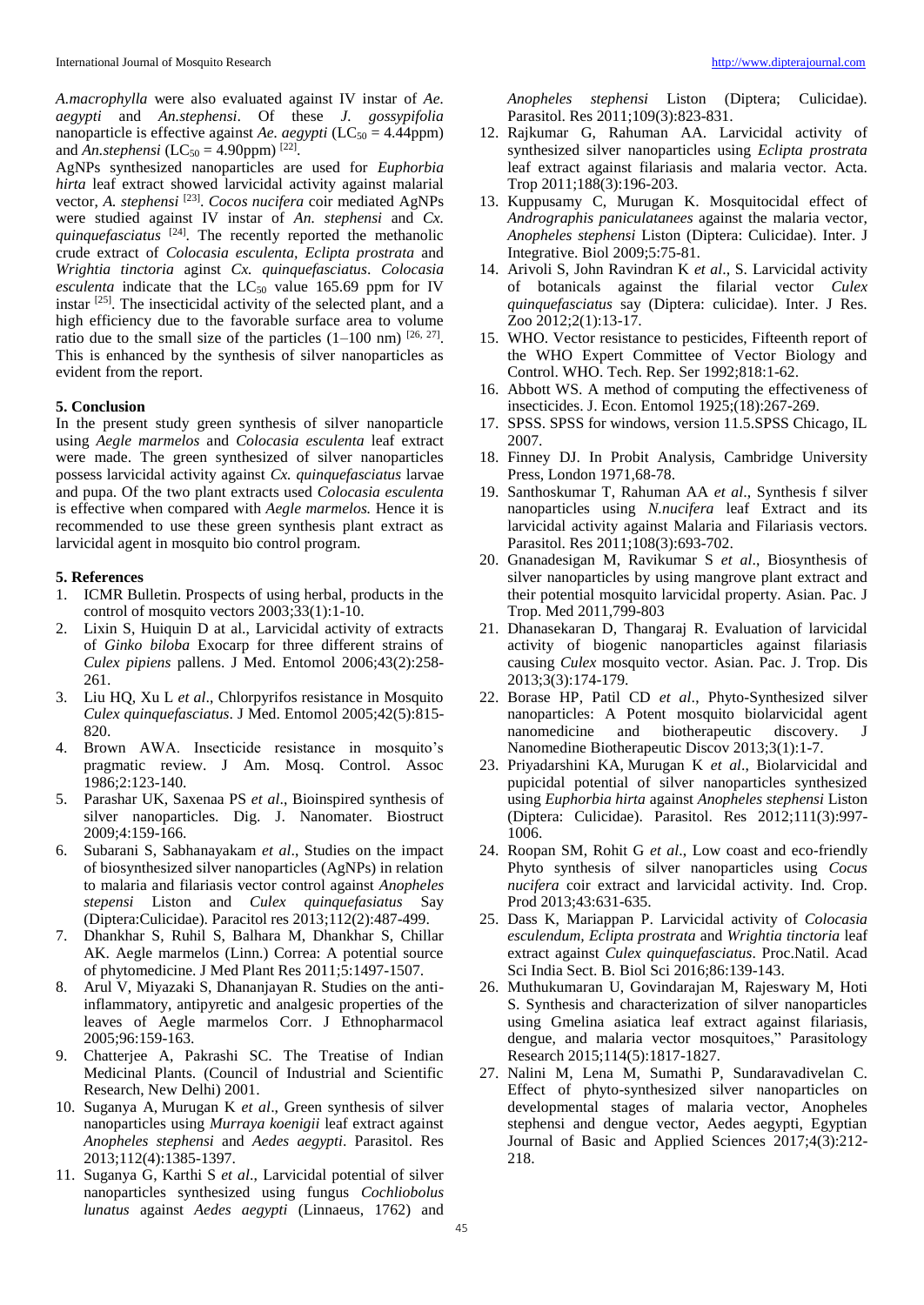*A.macrophylla* were also evaluated against IV instar of *Ae. aegypti* and *An.stephensi*. Of these *J. gossypifolia* nanoparticle is effective against *Ae. aegypti* ($LC_{50}$ = 4.44ppm) and *An.stephensi* ($LC_{50}$ = 4.90ppm) [22].

AgNPs synthesized nanoparticles are used for *Euphorbia hirta* leaf extract showed larvicidal activity against malarial vector, *A. stephensi* [23]. *Cocos nucifera* coir mediated AgNPs were studied against IV instar of *An. stephensi* and *Cx. quinquefasciatus* [24]. The recently reported the methanolic crude extract of *Colocasia esculenta*, *Eclipta prostrata* and *Wrightia tinctoria* aginst *Cx. quinquefasciatus*. *Colocasia esculenta* indicate that the $LC_{50}$ value 165.69 ppm for IV instar [25]. The insecticidal activity of the selected plant, and a high efficiency due to the favorable surface area to volume ratio due to the small size of the particles (1–100 nm) [26, 27]. This is enhanced by the synthesis of silver nanoparticles as evident from the report.

## 5. Conclusion

In the present study green synthesis of silver nanoparticle using *Aegle marmelos* and *Colocasia esculenta* leaf extract were made. The green synthesized of silver nanoparticles possess larvicidal activity against *Cx. quinquefasciatus* larvae and pupa. Of the two plant extracts used *Colocasia esculenta* is effective when compared with *Aegle marmelos.* Hence it is recommended to use these green synthesis plant extract as larvicidal agent in mosquito bio control program.

## 5. References

1. ICMR Bulletin. Prospects of using herbal, products in the control of mosquito vectors 2003;33(1):1-10.
2. Lixin S, Huiquin D at al., Larvicidal activity of extracts of *Ginko biloba* Exocarp for three different strains of *Culex pipiens* pallens. J Med. Entomol 2006;43(2):258-261.
3. Liu HQ, Xu L *et al*., Chlorpyrifos resistance in Mosquito *Culex quinquefasciatus*. J Med. Entomol 2005;42(5):815-820.
4. Brown AWA. Insecticide resistance in mosquito's pragmatic review. J Am. Mosq. Control. Assoc 1986;2:123-140.
5. Parashar UK, Saxenaa PS *et al*., Bioinspired synthesis of silver nanoparticles. Dig. J. Nanomater. Biostruct 2009;4:159-166.
6. Subarani S, Sabhanayakam *et al*., Studies on the impact of biosynthesized silver nanoparticles (AgNPs) in relation to malaria and filariasis vector control against *Anopheles stepensi* Liston and *Culex quinquefasiatus* Say (Diptera:Culicidae). Paracitol res 2013;112(2):487-499.
7. Dhankhar S, Ruhil S, Balhara M, Dhankhar S, Chillar AK. Aegle marmelos (Linn.) Correa: A potential source of phytomedicine. J Med Plant Res 2011;5:1497-1507.
8. Arul V, Miyazaki S, Dhananjayan R. Studies on the anti-inflammatory, antipyretic and analgesic properties of the leaves of Aegle marmelos Corr. J Ethnopharmacol 2005;96:159-163.
9. Chatterjee A, Pakrashi SC. The Treatise of Indian Medicinal Plants. (Council of Industrial and Scientific Research, New Delhi) 2001.
10. Suganya A, Murugan K *et al*., Green synthesis of silver nanoparticles using *Murraya koenigii* leaf extract against *Anopheles stephensi* and *Aedes aegypti*. Parasitol. Res 2013;112(4):1385-1397.
11. Suganya G, Karthi S *et al*., Larvicidal potential of silver nanoparticles synthesized using fungus *Cochliobolus lunatus* against *Aedes aegypti* (Linnaeus, 1762) and *Anopheles stephensi* Liston (Diptera; Culicidae). Parasitol. Res 2011;109(3):823-831.
12. Rajkumar G, Rahuman AA. Larvicidal activity of synthesized silver nanoparticles using *Eclipta prostrata* leaf extract against filariasis and malaria vector. Acta. Trop 2011;188(3):196-203.
13. Kuppusamy C, Murugan K. Mosquitocidal effect of *Andrographis paniculatanees* against the malaria vector, *Anopheles stephensi* Liston (Diptera: Culicidae). Inter. J Integrative. Biol 2009;5:75-81.
14. Arivoli S, John Ravindran K *et al*., S. Larvicidal activity of botanicals against the filarial vector *Culex quinquefasciatus* say (Diptera: culicidae). Inter. J Res. Zoo 2012;2(1):13-17.
15. WHO. Vector resistance to pesticides, Fifteenth report of the WHO Expert Committee of Vector Biology and Control. WHO. Tech. Rep. Ser 1992;818:1-62.
16. Abbott WS. A method of computing the effectiveness of insecticides. J. Econ. Entomol 1925;(18):267-269.
17. SPSS. SPSS for windows, version 11.5.SPSS Chicago, IL 2007.
18. Finney DJ. In Probit Analysis, Cambridge University Press, London 1971,68-78.
19. Santhoskumar T, Rahuman AA *et al*., Synthesis f silver nanoparticles using *N.nucifera* leaf Extract and its larvicidal activity against Malaria and Filariasis vectors. Parasitol. Res 2011;108(3):693-702.
20. Gnanadesigan M, Ravikumar S *et al*., Biosynthesis of silver nanoparticles by using mangrove plant extract and their potential mosquito larvicidal property. Asian. Pac. J Trop. Med 2011,799-803
21. Dhanasekaran D, Thangaraj R. Evaluation of larvicidal activity of biogenic nanoparticles against filariasis causing *Culex* mosquito vector. Asian. Pac. J. Trop. Dis 2013;3(3):174-179.
22. Borase HP, Patil CD *et al*., Phyto-Synthesized silver nanoparticles: A Potent mosquito biolarvicidal agent nanomedicine and biotherapeutic discovery. J Nanomedine Biotherapeutic Discov 2013;3(1):1-7.
23. Priyadarshini KA, Murugan K *et al*., Biolarvicidal and pupicidal potential of silver nanoparticles synthesized using *Euphorbia hirta* against *Anopheles stephensi* Liston (Diptera: Culicidae). Parasitol. Res 2012;111(3):997-1006.
24. Roopan SM, Rohit G *et al*., Low coast and eco-friendly Phyto synthesis of silver nanoparticles using *Cocus nucifera* coir extract and larvicidal activity. Ind. Crop. Prod 2013;43:631-635.
25. Dass K, Mariappan P. Larvicidal activity of *Colocasia esculendum*, *Eclipta prostrata* and *Wrightia tinctoria* leaf extract against *Culex quinquefasciatus*. Proc.Natil. Acad Sci India Sect. B. Biol Sci 2016;86:139-143.
26. Muthukumaran U, Govindarajan M, Rajeswary M, Hoti S. Synthesis and characterization of silver nanoparticles using Gmelina asiatica leaf extract against filariasis, dengue, and malaria vector mosquitoes," Parasitology Research 2015;114(5):1817-1827.
27. Nalini M, Lena M, Sumathi P, Sundaravadivelan C. Effect of phyto-synthesized silver nanoparticles on developmental stages of malaria vector, Anopheles stephensi and dengue vector, Aedes aegypti, Egyptian Journal of Basic and Applied Sciences 2017;4(3):212-218.